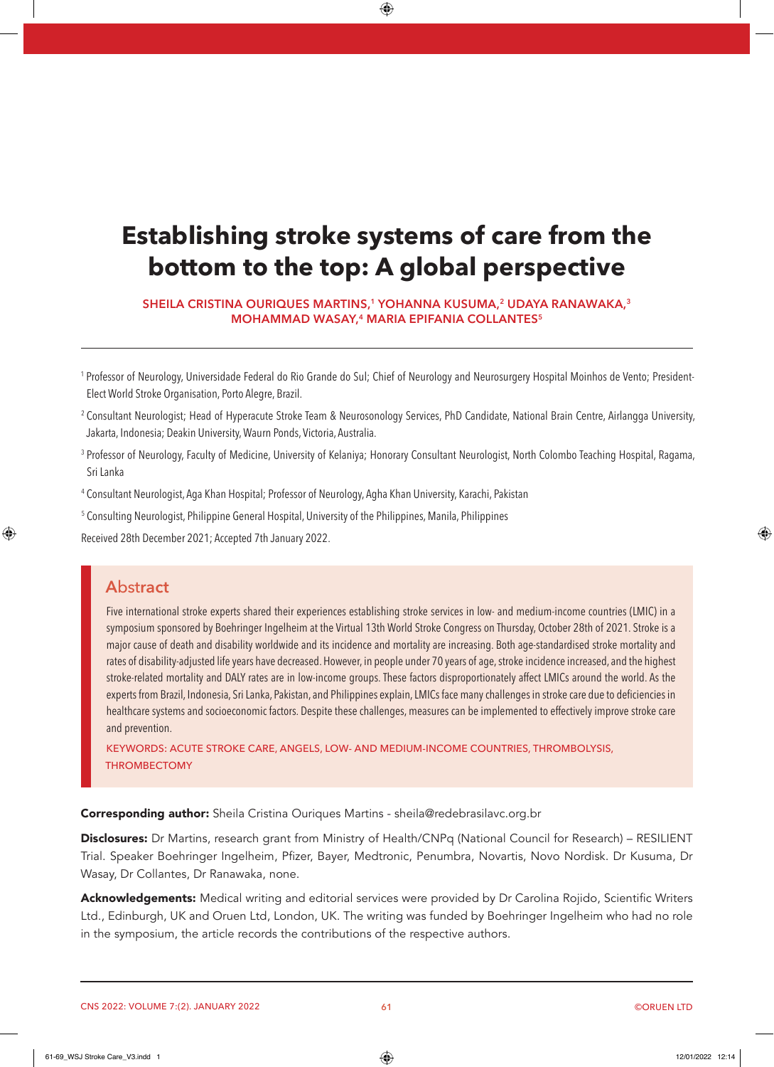# Establishing stroke systems of care from the bottom to the top: A global perspective

SHEILA CRISTINA OURIQUES MARTINS,[1] YOHANNA KUSUMA,[2] UDAYA RANAWAKA,[3] MOHAMMAD WASAY,[4] MARIA EPIFANIA COLLANTES[5]

[1] Professor of Neurology, Universidade Federal do Rio Grande do Sul; Chief of Neurology and Neurosurgery Hospital Moinhos de Vento; President-Elect World Stroke Organisation, Porto Alegre, Brazil.

[2] Consultant Neurologist; Head of Hyperacute Stroke Team & Neurosonology Services, PhD Candidate, National Brain Centre, Airlangga University, Jakarta, Indonesia; Deakin University, Waurn Ponds, Victoria, Australia.

[3] Professor of Neurology, Faculty of Medicine, University of Kelaniya; Honorary Consultant Neurologist, North Colombo Teaching Hospital, Ragama, Sri Lanka

[4] Consultant Neurologist, Aga Khan Hospital; Professor of Neurology, Agha Khan University, Karachi, Pakistan

[5] Consulting Neurologist, Philippine General Hospital, University of the Philippines, Manila, Philippines

Received 28th December 2021; Accepted 7th January 2022.

## Abstract

Five international stroke experts shared their experiences establishing stroke services in low- and medium-income countries (LMIC) in a symposium sponsored by Boehringer Ingelheim at the Virtual 13th World Stroke Congress on Thursday, October 28th of 2021. Stroke is a major cause of death and disability worldwide and its incidence and mortality are increasing. Both age-standardised stroke mortality and rates of disability-adjusted life years have decreased. However, in people under 70 years of age, stroke incidence increased, and the highest stroke-related mortality and DALY rates are in low-income groups. These factors disproportionately affect LMICs around the world. As the experts from Brazil, Indonesia, Sri Lanka, Pakistan, and Philippines explain, LMICs face many challenges in stroke care due to deficiencies in healthcare systems and socioeconomic factors. Despite these challenges, measures can be implemented to effectively improve stroke care and prevention.

KEYWORDS: ACUTE STROKE CARE, ANGELS, LOW- AND MEDIUM-INCOME COUNTRIES, THROMBOLYSIS, THROMBECTOMY

**Corresponding author:** Sheila Cristina Ouriques Martins - sheila@redebrasilavc.org.br

**Disclosures:** Dr Martins, research grant from Ministry of Health/CNPq (National Council for Research) – RESILIENT Trial. Speaker Boehringer Ingelheim, Pfizer, Bayer, Medtronic, Penumbra, Novartis, Novo Nordisk. Dr Kusuma, Dr Wasay, Dr Collantes, Dr Ranawaka, none.

**Acknowledgements:** Medical writing and editorial services were provided by Dr Carolina Rojido, Scientific Writers Ltd., Edinburgh, UK and Oruen Ltd, London, UK. The writing was funded by Boehringer Ingelheim who had no role in the symposium, the article records the contributions of the respective authors.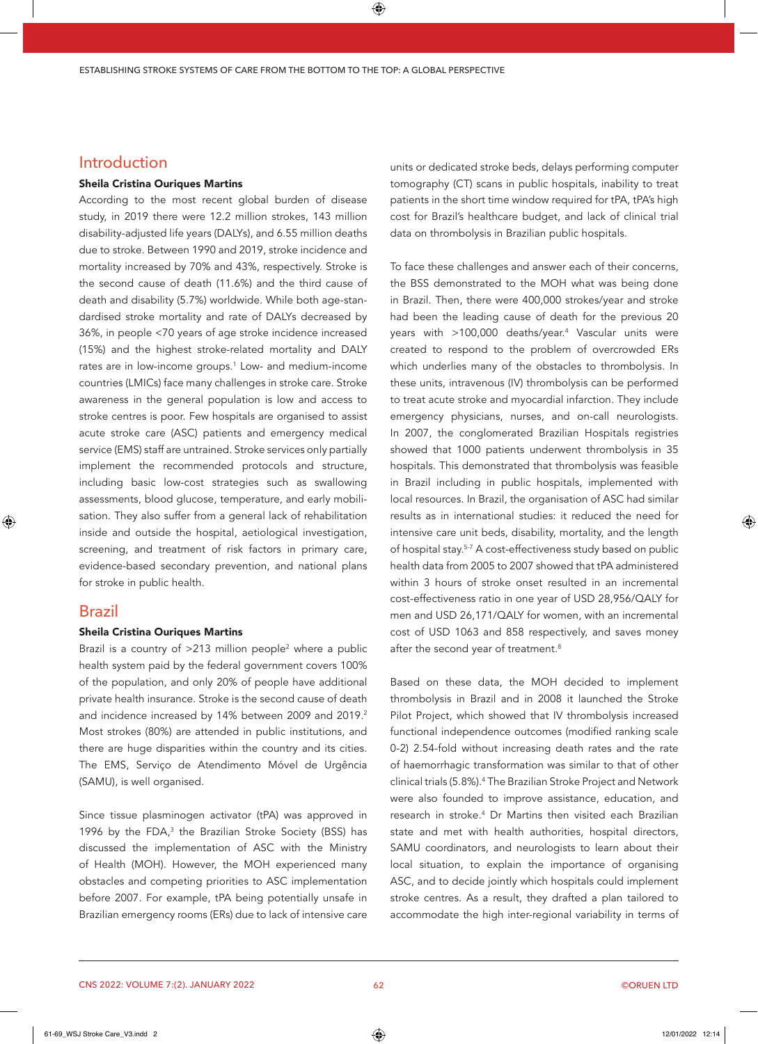## Introduction

**Sheila Cristina Ouriques Martins**

According to the most recent global burden of disease study, in 2019 there were 12.2 million strokes, 143 million disability-adjusted life years (DALYs), and 6.55 million deaths due to stroke. Between 1990 and 2019, stroke incidence and mortality increased by 70% and 43%, respectively. Stroke is the second cause of death (11.6%) and the third cause of death and disability (5.7%) worldwide. While both age-standardised stroke mortality and rate of DALYs decreased by 36%, in people <70 years of age stroke incidence increased (15%) and the highest stroke-related mortality and DALY rates are in low-income groups.[1] Low- and medium-income countries (LMICs) face many challenges in stroke care. Stroke awareness in the general population is low and access to stroke centres is poor. Few hospitals are organised to assist acute stroke care (ASC) patients and emergency medical service (EMS) staff are untrained. Stroke services only partially implement the recommended protocols and structure, including basic low-cost strategies such as swallowing assessments, blood glucose, temperature, and early mobilisation. They also suffer from a general lack of rehabilitation inside and outside the hospital, aetiological investigation, screening, and treatment of risk factors in primary care, evidence-based secondary prevention, and national plans for stroke in public health.

## Brazil

**Sheila Cristina Ouriques Martins**

Brazil is a country of >213 million people[2] where a public health system paid by the federal government covers 100% of the population, and only 20% of people have additional private health insurance. Stroke is the second cause of death and incidence increased by 14% between 2009 and 2019.[2] Most strokes (80%) are attended in public institutions, and there are huge disparities within the country and its cities. The EMS, Serviço de Atendimento Móvel de Urgência (SAMU), is well organised.

Since tissue plasminogen activator (tPA) was approved in 1996 by the FDA,[3] the Brazilian Stroke Society (BSS) has discussed the implementation of ASC with the Ministry of Health (MOH). However, the MOH experienced many obstacles and competing priorities to ASC implementation before 2007. For example, tPA being potentially unsafe in Brazilian emergency rooms (ERs) due to lack of intensive care units or dedicated stroke beds, delays performing computer tomography (CT) scans in public hospitals, inability to treat patients in the short time window required for tPA, tPA's high cost for Brazil's healthcare budget, and lack of clinical trial data on thrombolysis in Brazilian public hospitals.

To face these challenges and answer each of their concerns, the BSS demonstrated to the MOH what was being done in Brazil. Then, there were 400,000 strokes/year and stroke had been the leading cause of death for the previous 20 years with >100,000 deaths/year.[4] Vascular units were created to respond to the problem of overcrowded ERs which underlies many of the obstacles to thrombolysis. In these units, intravenous (IV) thrombolysis can be performed to treat acute stroke and myocardial infarction. They include emergency physicians, nurses, and on-call neurologists. In 2007, the conglomerated Brazilian Hospitals registries showed that 1000 patients underwent thrombolysis in 35 hospitals. This demonstrated that thrombolysis was feasible in Brazil including in public hospitals, implemented with local resources. In Brazil, the organisation of ASC had similar results as in international studies: it reduced the need for intensive care unit beds, disability, mortality, and the length of hospital stay.[5-7] A cost-effectiveness study based on public health data from 2005 to 2007 showed that tPA administered within 3 hours of stroke onset resulted in an incremental cost-effectiveness ratio in one year of USD 28,956/QALY for men and USD 26,171/QALY for women, with an incremental cost of USD 1063 and 858 respectively, and saves money after the second year of treatment.[8]

Based on these data, the MOH decided to implement thrombolysis in Brazil and in 2008 it launched the Stroke Pilot Project, which showed that IV thrombolysis increased functional independence outcomes (modified ranking scale 0-2) 2.54-fold without increasing death rates and the rate of haemorrhagic transformation was similar to that of other clinical trials (5.8%).[4] The Brazilian Stroke Project and Network were also founded to improve assistance, education, and research in stroke.[4] Dr Martins then visited each Brazilian state and met with health authorities, hospital directors, SAMU coordinators, and neurologists to learn about their local situation, to explain the importance of organising ASC, and to decide jointly which hospitals could implement stroke centres. As a result, they drafted a plan tailored to accommodate the high inter-regional variability in terms of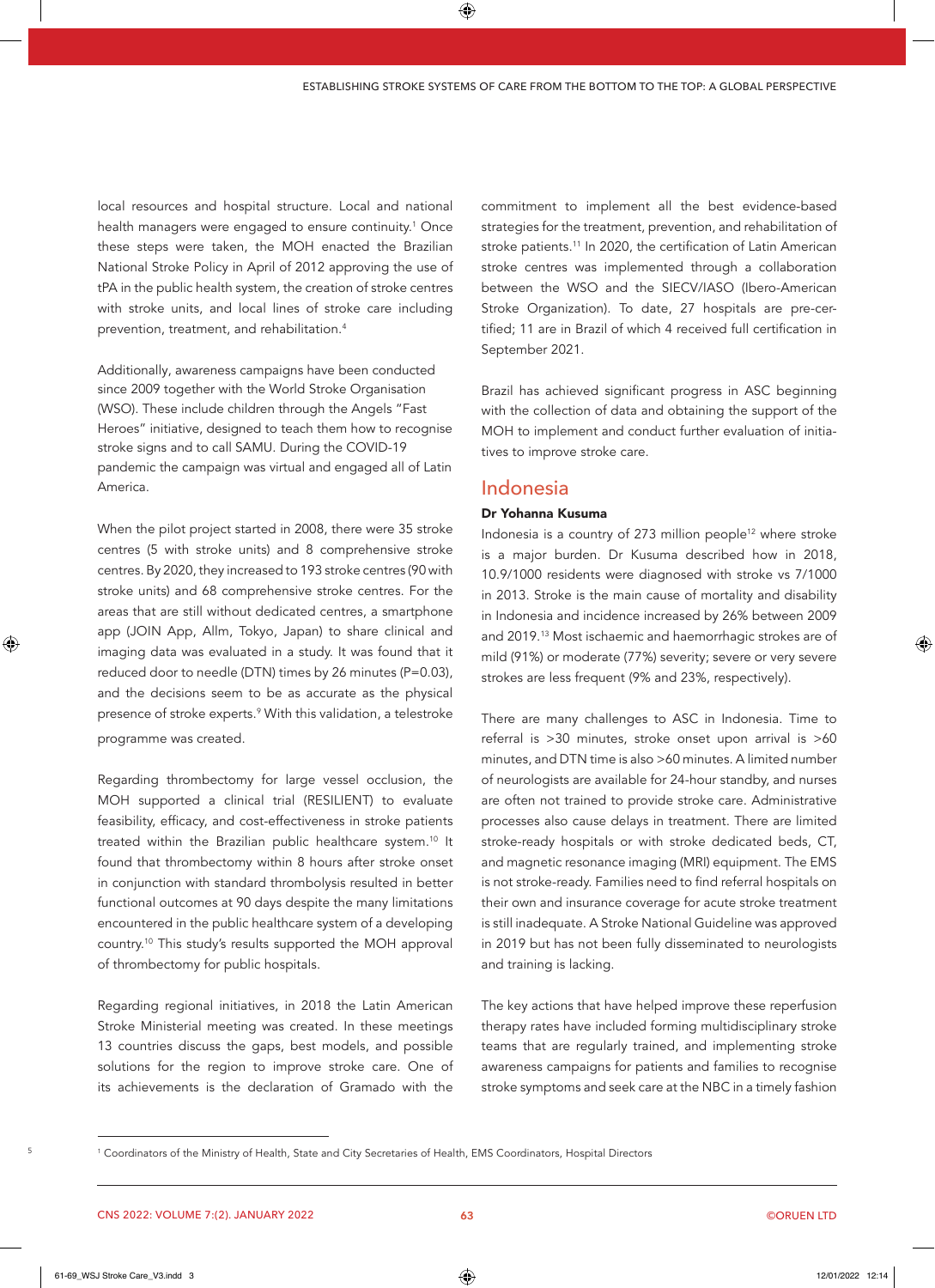local resources and hospital structure. Local and national health managers were engaged to ensure continuity.[1] Once these steps were taken, the MOH enacted the Brazilian National Stroke Policy in April of 2012 approving the use of tPA in the public health system, the creation of stroke centres with stroke units, and local lines of stroke care including prevention, treatment, and rehabilitation.[4]

Additionally, awareness campaigns have been conducted since 2009 together with the World Stroke Organisation (WSO). These include children through the Angels "Fast Heroes" initiative, designed to teach them how to recognise stroke signs and to call SAMU. During the COVID-19 pandemic the campaign was virtual and engaged all of Latin America.

When the pilot project started in 2008, there were 35 stroke centres (5 with stroke units) and 8 comprehensive stroke centres. By 2020, they increased to 193 stroke centres (90 with stroke units) and 68 comprehensive stroke centres. For the areas that are still without dedicated centres, a smartphone app (JOIN App, Allm, Tokyo, Japan) to share clinical and imaging data was evaluated in a study. It was found that it reduced door to needle (DTN) times by 26 minutes (P=0.03), and the decisions seem to be as accurate as the physical presence of stroke experts.[9] With this validation, a telestroke programme was created.

Regarding thrombectomy for large vessel occlusion, the MOH supported a clinical trial (RESILIENT) to evaluate feasibility, efficacy, and cost-effectiveness in stroke patients treated within the Brazilian public healthcare system.[10] It found that thrombectomy within 8 hours after stroke onset in conjunction with standard thrombolysis resulted in better functional outcomes at 90 days despite the many limitations encountered in the public healthcare system of a developing country.[10] This study's results supported the MOH approval of thrombectomy for public hospitals.

Regarding regional initiatives, in 2018 the Latin American Stroke Ministerial meeting was created. In these meetings 13 countries discuss the gaps, best models, and possible solutions for the region to improve stroke care. One of its achievements is the declaration of Gramado with the commitment to implement all the best evidence-based strategies for the treatment, prevention, and rehabilitation of stroke patients.[11] In 2020, the certification of Latin American stroke centres was implemented through a collaboration between the WSO and the SIECV/IASO (Ibero-American Stroke Organization). To date, 27 hospitals are pre-certified; 11 are in Brazil of which 4 received full certification in September 2021.

Brazil has achieved significant progress in ASC beginning with the collection of data and obtaining the support of the MOH to implement and conduct further evaluation of initiatives to improve stroke care.

## Indonesia

**Dr Yohanna Kusuma**

Indonesia is a country of 273 million people[12] where stroke is a major burden. Dr Kusuma described how in 2018, 10.9/1000 residents were diagnosed with stroke vs 7/1000 in 2013. Stroke is the main cause of mortality and disability in Indonesia and incidence increased by 26% between 2009 and 2019.[13] Most ischaemic and haemorrhagic strokes are of mild (91%) or moderate (77%) severity; severe or very severe strokes are less frequent (9% and 23%, respectively).

There are many challenges to ASC in Indonesia. Time to referral is >30 minutes, stroke onset upon arrival is >60 minutes, and DTN time is also >60 minutes. A limited number of neurologists are available for 24-hour standby, and nurses are often not trained to provide stroke care. Administrative processes also cause delays in treatment. There are limited stroke-ready hospitals or with stroke dedicated beds, CT, and magnetic resonance imaging (MRI) equipment. The EMS is not stroke-ready. Families need to find referral hospitals on their own and insurance coverage for acute stroke treatment is still inadequate. A Stroke National Guideline was approved in 2019 but has not been fully disseminated to neurologists and training is lacking.

The key actions that have helped improve these reperfusion therapy rates have included forming multidisciplinary stroke teams that are regularly trained, and implementing stroke awareness campaigns for patients and families to recognise stroke symptoms and seek care at the NBC in a timely fashion

---

[1] Coordinators of the Ministry of Health, State and City Secretaries of Health, EMS Coordinators, Hospital Directors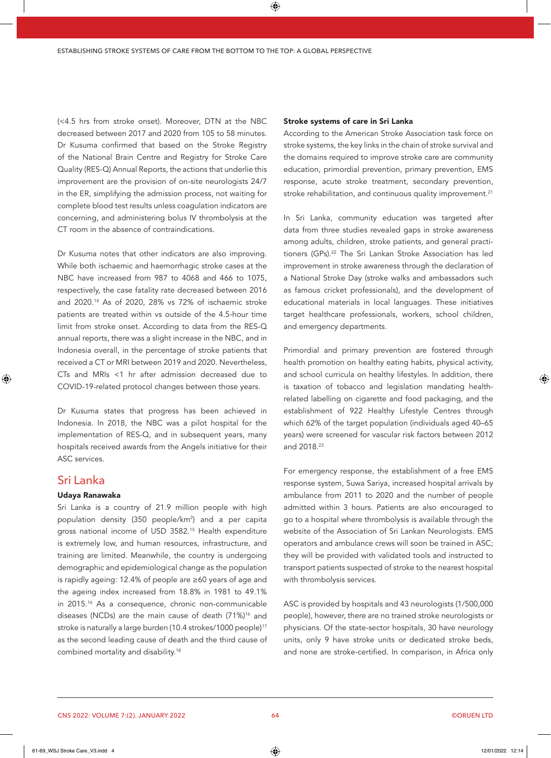(<4.5 hrs from stroke onset). Moreover, DTN at the NBC decreased between 2017 and 2020 from 105 to 58 minutes. Dr Kusuma confirmed that based on the Stroke Registry of the National Brain Centre and Registry for Stroke Care Quality (RES-Q) Annual Reports, the actions that underlie this improvement are the provision of on-site neurologists 24/7 in the ER, simplifying the admission process, not waiting for complete blood test results unless coagulation indicators are concerning, and administering bolus IV thrombolysis at the CT room in the absence of contraindications.

Dr Kusuma notes that other indicators are also improving. While both ischaemic and haemorrhagic stroke cases at the NBC have increased from 987 to 4068 and 466 to 1075, respectively, the case fatality rate decreased between 2016 and 2020.[14] As of 2020, 28% vs 72% of ischaemic stroke patients are treated within vs outside of the 4.5-hour time limit from stroke onset. According to data from the RES-Q annual reports, there was a slight increase in the NBC, and in Indonesia overall, in the percentage of stroke patients that received a CT or MRI between 2019 and 2020. Nevertheless, CTs and MRIs <1 hr after admission decreased due to COVID-19-related protocol changes between those years.

Dr Kusuma states that progress has been achieved in Indonesia. In 2018, the NBC was a pilot hospital for the implementation of RES-Q, and in subsequent years, many hospitals received awards from the Angels initiative for their ASC services.

## Sri Lanka

**Udaya Ranawaka**

Sri Lanka is a country of 21.9 million people with high population density (350 people/km$^2$) and a per capita gross national income of USD 3582.[15] Health expenditure is extremely low, and human resources, infrastructure, and training are limited. Meanwhile, the country is undergoing demographic and epidemiological change as the population is rapidly ageing: 12.4% of people are ≥60 years of age and the ageing index increased from 18.8% in 1981 to 49.1% in 2015.[16] As a consequence, chronic non-communicable diseases (NCDs) are the main cause of death (71%)[16] and stroke is naturally a large burden (10.4 strokes/1000 people)[17] as the second leading cause of death and the third cause of combined mortality and disability.[18]

### Stroke systems of care in Sri Lanka

According to the American Stroke Association task force on stroke systems, the key links in the chain of stroke survival and the domains required to improve stroke care are community education, primordial prevention, primary prevention, EMS response, acute stroke treatment, secondary prevention, stroke rehabilitation, and continuous quality improvement.[21]

In Sri Lanka, community education was targeted after data from three studies revealed gaps in stroke awareness among adults, children, stroke patients, and general practitioners (GPs).[22] The Sri Lankan Stroke Association has led improvement in stroke awareness through the declaration of a National Stroke Day (stroke walks and ambassadors such as famous cricket professionals), and the development of educational materials in local languages. These initiatives target healthcare professionals, workers, school children, and emergency departments.

Primordial and primary prevention are fostered through health promotion on healthy eating habits, physical activity, and school curricula on healthy lifestyles. In addition, there is taxation of tobacco and legislation mandating health-related labelling on cigarette and food packaging, and the establishment of 922 Healthy Lifestyle Centres through which 62% of the target population (individuals aged 40–65 years) were screened for vascular risk factors between 2012 and 2018.[23]

For emergency response, the establishment of a free EMS response system, Suwa Sariya, increased hospital arrivals by ambulance from 2011 to 2020 and the number of people admitted within 3 hours. Patients are also encouraged to go to a hospital where thrombolysis is available through the website of the Association of Sri Lankan Neurologists. EMS operators and ambulance crews will soon be trained in ASC; they will be provided with validated tools and instructed to transport patients suspected of stroke to the nearest hospital with thrombolysis services.

ASC is provided by hospitals and 43 neurologists (1/500,000 people), however, there are no trained stroke neurologists or physicians. Of the state-sector hospitals, 30 have neurology units, only 9 have stroke units or dedicated stroke beds, and none are stroke-certified. In comparison, in Africa only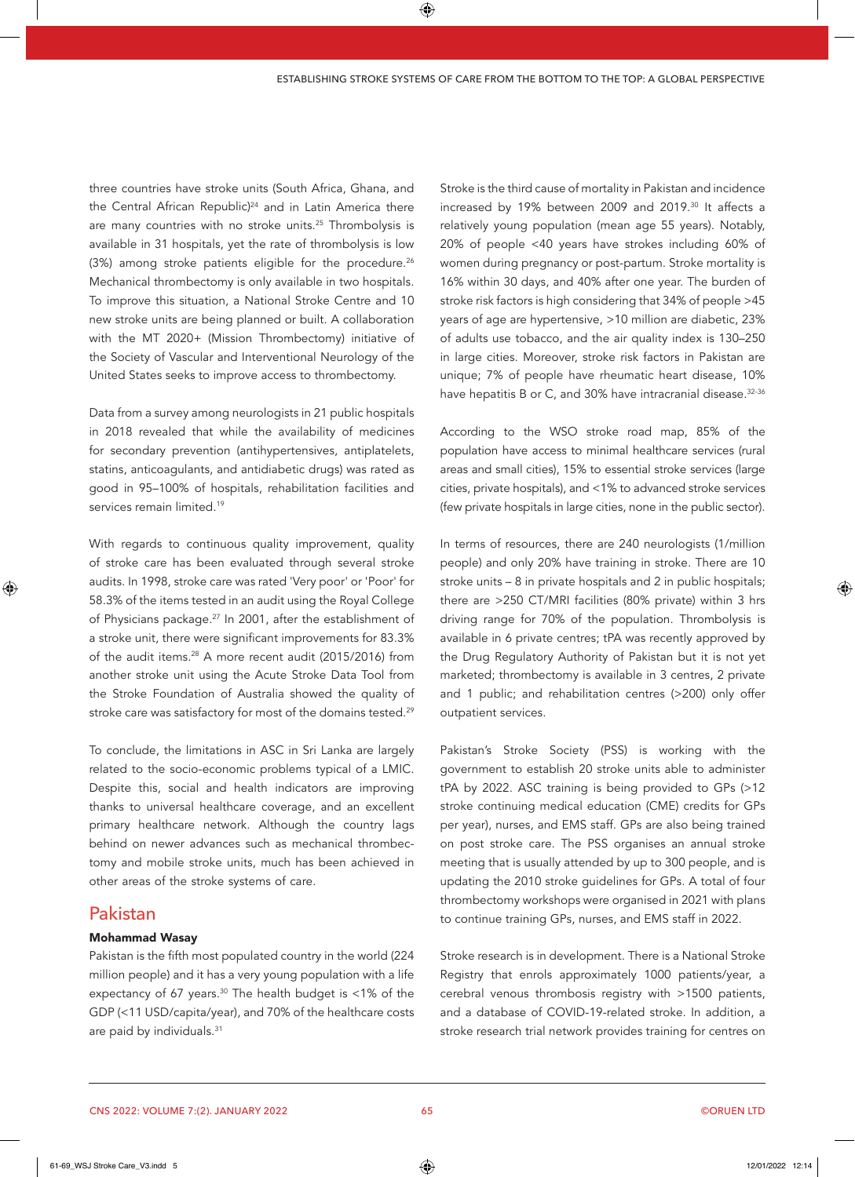three countries have stroke units (South Africa, Ghana, and the Central African Republic)[24] and in Latin America there are many countries with no stroke units.[25] Thrombolysis is available in 31 hospitals, yet the rate of thrombolysis is low (3%) among stroke patients eligible for the procedure.[26] Mechanical thrombectomy is only available in two hospitals. To improve this situation, a National Stroke Centre and 10 new stroke units are being planned or built. A collaboration with the MT 2020+ (Mission Thrombectomy) initiative of the Society of Vascular and Interventional Neurology of the United States seeks to improve access to thrombectomy.

Data from a survey among neurologists in 21 public hospitals in 2018 revealed that while the availability of medicines for secondary prevention (antihypertensives, antiplatelets, statins, anticoagulants, and antidiabetic drugs) was rated as good in 95–100% of hospitals, rehabilitation facilities and services remain limited.[19]

With regards to continuous quality improvement, quality of stroke care has been evaluated through several stroke audits. In 1998, stroke care was rated 'Very poor' or 'Poor' for 58.3% of the items tested in an audit using the Royal College of Physicians package.[27] In 2001, after the establishment of a stroke unit, there were significant improvements for 83.3% of the audit items.[28] A more recent audit (2015/2016) from another stroke unit using the Acute Stroke Data Tool from the Stroke Foundation of Australia showed the quality of stroke care was satisfactory for most of the domains tested.[29]

To conclude, the limitations in ASC in Sri Lanka are largely related to the socio-economic problems typical of a LMIC. Despite this, social and health indicators are improving thanks to universal healthcare coverage, and an excellent primary healthcare network. Although the country lags behind on newer advances such as mechanical thrombectomy and mobile stroke units, much has been achieved in other areas of the stroke systems of care.

## Pakistan

**Mohammad Wasay**

Pakistan is the fifth most populated country in the world (224 million people) and it has a very young population with a life expectancy of 67 years.[30] The health budget is <1% of the GDP (<11 USD/capita/year), and 70% of the healthcare costs are paid by individuals.[31]

Stroke is the third cause of mortality in Pakistan and incidence increased by 19% between 2009 and 2019.[30] It affects a relatively young population (mean age 55 years). Notably, 20% of people <40 years have strokes including 60% of women during pregnancy or post-partum. Stroke mortality is 16% within 30 days, and 40% after one year. The burden of stroke risk factors is high considering that 34% of people >45 years of age are hypertensive, >10 million are diabetic, 23% of adults use tobacco, and the air quality index is 130–250 in large cities. Moreover, stroke risk factors in Pakistan are unique; 7% of people have rheumatic heart disease, 10% have hepatitis B or C, and 30% have intracranial disease.[32-36]

According to the WSO stroke road map, 85% of the population have access to minimal healthcare services (rural areas and small cities), 15% to essential stroke services (large cities, private hospitals), and <1% to advanced stroke services (few private hospitals in large cities, none in the public sector).

In terms of resources, there are 240 neurologists (1/million people) and only 20% have training in stroke. There are 10 stroke units – 8 in private hospitals and 2 in public hospitals; there are >250 CT/MRI facilities (80% private) within 3 hrs driving range for 70% of the population. Thrombolysis is available in 6 private centres; tPA was recently approved by the Drug Regulatory Authority of Pakistan but it is not yet marketed; thrombectomy is available in 3 centres, 2 private and 1 public; and rehabilitation centres (>200) only offer outpatient services.

Pakistan's Stroke Society (PSS) is working with the government to establish 20 stroke units able to administer tPA by 2022. ASC training is being provided to GPs (>12 stroke continuing medical education (CME) credits for GPs per year), nurses, and EMS staff. GPs are also being trained on post stroke care. The PSS organises an annual stroke meeting that is usually attended by up to 300 people, and is updating the 2010 stroke guidelines for GPs. A total of four thrombectomy workshops were organised in 2021 with plans to continue training GPs, nurses, and EMS staff in 2022.

Stroke research is in development. There is a National Stroke Registry that enrols approximately 1000 patients/year, a cerebral venous thrombosis registry with >1500 patients, and a database of COVID-19-related stroke. In addition, a stroke research trial network provides training for centres on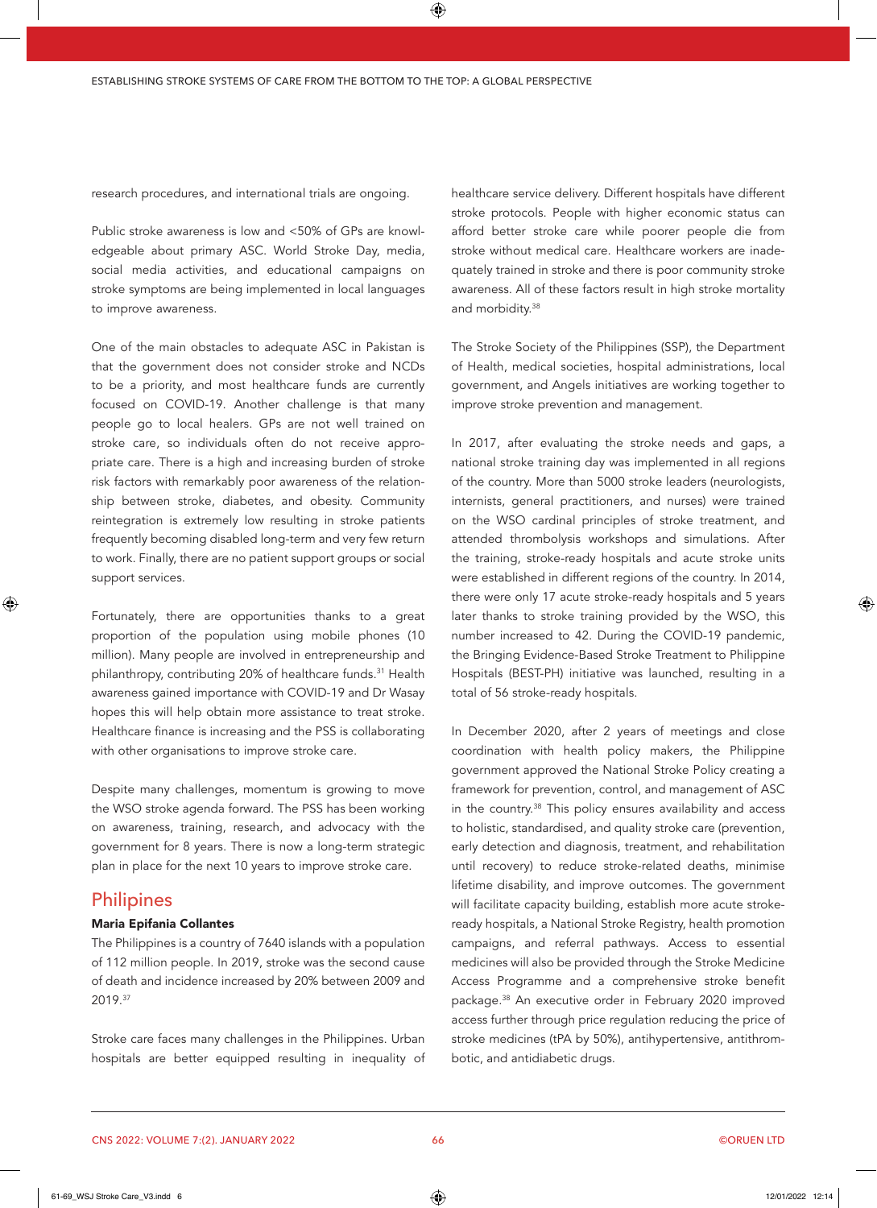research procedures, and international trials are ongoing.

Public stroke awareness is low and <50% of GPs are knowledgeable about primary ASC. World Stroke Day, media, social media activities, and educational campaigns on stroke symptoms are being implemented in local languages to improve awareness.

One of the main obstacles to adequate ASC in Pakistan is that the government does not consider stroke and NCDs to be a priority, and most healthcare funds are currently focused on COVID-19. Another challenge is that many people go to local healers. GPs are not well trained on stroke care, so individuals often do not receive appropriate care. There is a high and increasing burden of stroke risk factors with remarkably poor awareness of the relationship between stroke, diabetes, and obesity. Community reintegration is extremely low resulting in stroke patients frequently becoming disabled long-term and very few return to work. Finally, there are no patient support groups or social support services.

Fortunately, there are opportunities thanks to a great proportion of the population using mobile phones (10 million). Many people are involved in entrepreneurship and philanthropy, contributing 20% of healthcare funds.[31] Health awareness gained importance with COVID-19 and Dr Wasay hopes this will help obtain more assistance to treat stroke. Healthcare finance is increasing and the PSS is collaborating with other organisations to improve stroke care.

Despite many challenges, momentum is growing to move the WSO stroke agenda forward. The PSS has been working on awareness, training, research, and advocacy with the government for 8 years. There is now a long-term strategic plan in place for the next 10 years to improve stroke care.

## Philipines

**Maria Epifania Collantes**

The Philippines is a country of 7640 islands with a population of 112 million people. In 2019, stroke was the second cause of death and incidence increased by 20% between 2009 and 2019.[37]

Stroke care faces many challenges in the Philippines. Urban hospitals are better equipped resulting in inequality of healthcare service delivery. Different hospitals have different stroke protocols. People with higher economic status can afford better stroke care while poorer people die from stroke without medical care. Healthcare workers are inadequately trained in stroke and there is poor community stroke awareness. All of these factors result in high stroke mortality and morbidity.[38]

The Stroke Society of the Philippines (SSP), the Department of Health, medical societies, hospital administrations, local government, and Angels initiatives are working together to improve stroke prevention and management.

In 2017, after evaluating the stroke needs and gaps, a national stroke training day was implemented in all regions of the country. More than 5000 stroke leaders (neurologists, internists, general practitioners, and nurses) were trained on the WSO cardinal principles of stroke treatment, and attended thrombolysis workshops and simulations. After the training, stroke-ready hospitals and acute stroke units were established in different regions of the country. In 2014, there were only 17 acute stroke-ready hospitals and 5 years later thanks to stroke training provided by the WSO, this number increased to 42. During the COVID-19 pandemic, the Bringing Evidence-Based Stroke Treatment to Philippine Hospitals (BEST-PH) initiative was launched, resulting in a total of 56 stroke-ready hospitals.

In December 2020, after 2 years of meetings and close coordination with health policy makers, the Philippine government approved the National Stroke Policy creating a framework for prevention, control, and management of ASC in the country.[38] This policy ensures availability and access to holistic, standardised, and quality stroke care (prevention, early detection and diagnosis, treatment, and rehabilitation until recovery) to reduce stroke-related deaths, minimise lifetime disability, and improve outcomes. The government will facilitate capacity building, establish more acute stroke-ready hospitals, a National Stroke Registry, health promotion campaigns, and referral pathways. Access to essential medicines will also be provided through the Stroke Medicine Access Programme and a comprehensive stroke benefit package.[38] An executive order in February 2020 improved access further through price regulation reducing the price of stroke medicines (tPA by 50%), antihypertensive, antithrombotic, and antidiabetic drugs.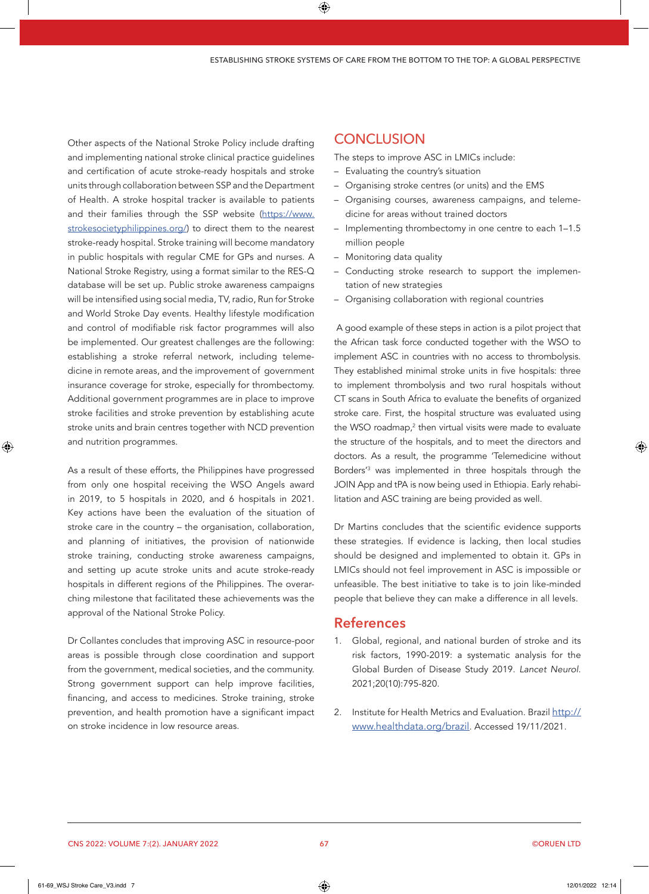Other aspects of the National Stroke Policy include drafting and implementing national stroke clinical practice guidelines and certification of acute stroke-ready hospitals and stroke units through collaboration between SSP and the Department of Health. A stroke hospital tracker is available to patients and their families through the SSP website (https://www.strokesocietyphilippines.org/) to direct them to the nearest stroke-ready hospital. Stroke training will become mandatory in public hospitals with regular CME for GPs and nurses. A National Stroke Registry, using a format similar to the RES-Q database will be set up. Public stroke awareness campaigns will be intensified using social media, TV, radio, Run for Stroke and World Stroke Day events. Healthy lifestyle modification and control of modifiable risk factor programmes will also be implemented. Our greatest challenges are the following: establishing a stroke referral network, including telemedicine in remote areas, and the improvement of government insurance coverage for stroke, especially for thrombectomy. Additional government programmes are in place to improve stroke facilities and stroke prevention by establishing acute stroke units and brain centres together with NCD prevention and nutrition programmes.

As a result of these efforts, the Philippines have progressed from only one hospital receiving the WSO Angels award in 2019, to 5 hospitals in 2020, and 6 hospitals in 2021. Key actions have been the evaluation of the situation of stroke care in the country – the organisation, collaboration, and planning of initiatives, the provision of nationwide stroke training, conducting stroke awareness campaigns, and setting up acute stroke units and acute stroke-ready hospitals in different regions of the Philippines. The overarching milestone that facilitated these achievements was the approval of the National Stroke Policy.

Dr Collantes concludes that improving ASC in resource-poor areas is possible through close coordination and support from the government, medical societies, and the community. Strong government support can help improve facilities, financing, and access to medicines. Stroke training, stroke prevention, and health promotion have a significant impact on stroke incidence in low resource areas.

## CONCLUSION

The steps to improve ASC in LMICs include:

- Evaluating the country's situation
- Organising stroke centres (or units) and the EMS
- Organising courses, awareness campaigns, and telemedicine for areas without trained doctors
- Implementing thrombectomy in one centre to each 1–1.5 million people
- Monitoring data quality
- Conducting stroke research to support the implementation of new strategies
- Organising collaboration with regional countries

A good example of these steps in action is a pilot project that the African task force conducted together with the WSO to implement ASC in countries with no access to thrombolysis. They established minimal stroke units in five hospitals: three to implement thrombolysis and two rural hospitals without CT scans in South Africa to evaluate the benefits of organized stroke care. First, the hospital structure was evaluated using the WSO roadmap,[2] then virtual visits were made to evaluate the structure of the hospitals, and to meet the directors and doctors. As a result, the programme 'Telemedicine without Borders'[3] was implemented in three hospitals through the JOIN App and tPA is now being used in Ethiopia. Early rehabilitation and ASC training are being provided as well.

Dr Martins concludes that the scientific evidence supports these strategies. If evidence is lacking, then local studies should be designed and implemented to obtain it. GPs in LMICs should not feel improvement in ASC is impossible or unfeasible. The best initiative to take is to join like-minded people that believe they can make a difference in all levels.

## References

1. Global, regional, and national burden of stroke and its risk factors, 1990-2019: a systematic analysis for the Global Burden of Disease Study 2019. *Lancet Neurol*. 2021;20(10):795-820.

2. Institute for Health Metrics and Evaluation. Brazil http://www.healthdata.org/brazil. Accessed 19/11/2021.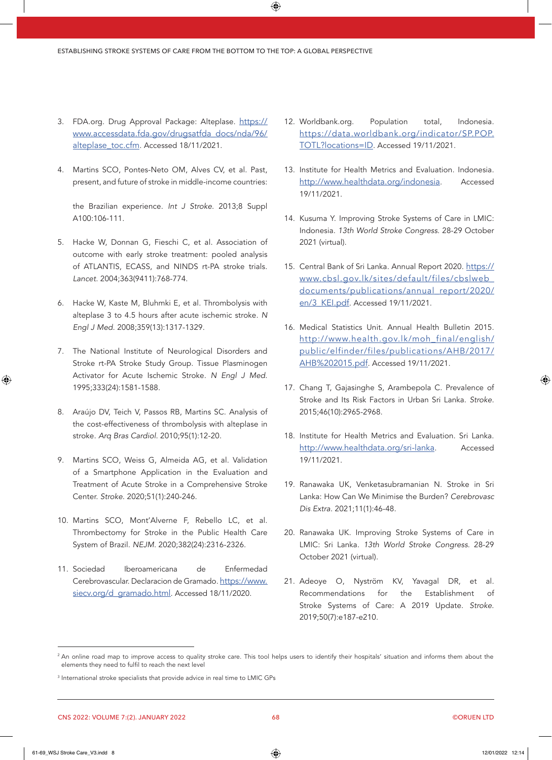3. FDA.org. Drug Approval Package: Alteplase. https://www.accessdata.fda.gov/drugsatfda_docs/nda/96/alteplase_toc.cfm. Accessed 18/11/2021.

4. Martins SCO, Pontes-Neto OM, Alves CV, et al. Past, present, and future of stroke in middle-income countries: the Brazilian experience. *Int J Stroke.* 2013;8 Suppl A100:106-111.

5. Hacke W, Donnan G, Fieschi C, et al. Association of outcome with early stroke treatment: pooled analysis of ATLANTIS, ECASS, and NINDS rt-PA stroke trials. *Lancet.* 2004;363(9411):768-774.

6. Hacke W, Kaste M, Bluhmki E, et al. Thrombolysis with alteplase 3 to 4.5 hours after acute ischemic stroke. *N Engl J Med.* 2008;359(13):1317-1329.

7. The National Institute of Neurological Disorders and Stroke rt-PA Stroke Study Group. Tissue Plasminogen Activator for Acute Ischemic Stroke. *N Engl J Med.* 1995;333(24):1581-1588.

8. Araújo DV, Teich V, Passos RB, Martins SC. Analysis of the cost-effectiveness of thrombolysis with alteplase in stroke. *Arq Bras Cardiol.* 2010;95(1):12-20.

9. Martins SCO, Weiss G, Almeida AG, et al. Validation of a Smartphone Application in the Evaluation and Treatment of Acute Stroke in a Comprehensive Stroke Center. *Stroke.* 2020;51(1):240-246.

10. Martins SCO, Mont'Alverne F, Rebello LC, et al. Thrombectomy for Stroke in the Public Health Care System of Brazil. *NEJM.* 2020;382(24):2316-2326.

11. Sociedad Iberoamericana de Enfermedad Cerebrovascular. Declaracion de Gramado. https://www.siecv.org/d_gramado.html. Accessed 18/11/2020.

12. Worldbank.org. Population total, Indonesia. https://data.worldbank.org/indicator/SP.POP.TOTL?locations=ID. Accessed 19/11/2021.

13. Institute for Health Metrics and Evaluation. Indonesia. http://www.healthdata.org/indonesia. Accessed 19/11/2021.

14. Kusuma Y. Improving Stroke Systems of Care in LMIC: Indonesia. *13th World Stroke Congress.* 28-29 October 2021 (virtual).

15. Central Bank of Sri Lanka. Annual Report 2020. https://www.cbsl.gov.lk/sites/default/files/cbslweb_documents/publications/annual_report/2020/en/3_KEI.pdf. Accessed 19/11/2021.

16. Medical Statistics Unit. Annual Health Bulletin 2015. http://www.health.gov.lk/moh_final/english/public/elfinder/files/publications/AHB/2017/AHB%202015.pdf. Accessed 19/11/2021.

17. Chang T, Gajasinghe S, Arambepola C. Prevalence of Stroke and Its Risk Factors in Urban Sri Lanka. *Stroke.* 2015;46(10):2965-2968.

18. Institute for Health Metrics and Evaluation. Sri Lanka. http://www.healthdata.org/sri-lanka. Accessed 19/11/2021.

19. Ranawaka UK, Venketasubramanian N. Stroke in Sri Lanka: How Can We Minimise the Burden? *Cerebrovasc Dis Extra.* 2021;11(1):46-48.

20. Ranawaka UK. Improving Stroke Systems of Care in LMIC: Sri Lanka. *13th World Stroke Congress.* 28-29 October 2021 (virtual).

21. Adeoye O, Nyström KV, Yavagal DR, et al. Recommendations for the Establishment of Stroke Systems of Care: A 2019 Update. *Stroke.* 2019;50(7):e187-e210.

---

[2] An online road map to improve access to quality stroke care. This tool helps users to identify their hospitals' situation and informs them about the elements they need to fulfil to reach the next level

[3] International stroke specialists that provide advice in real time to LMIC GPs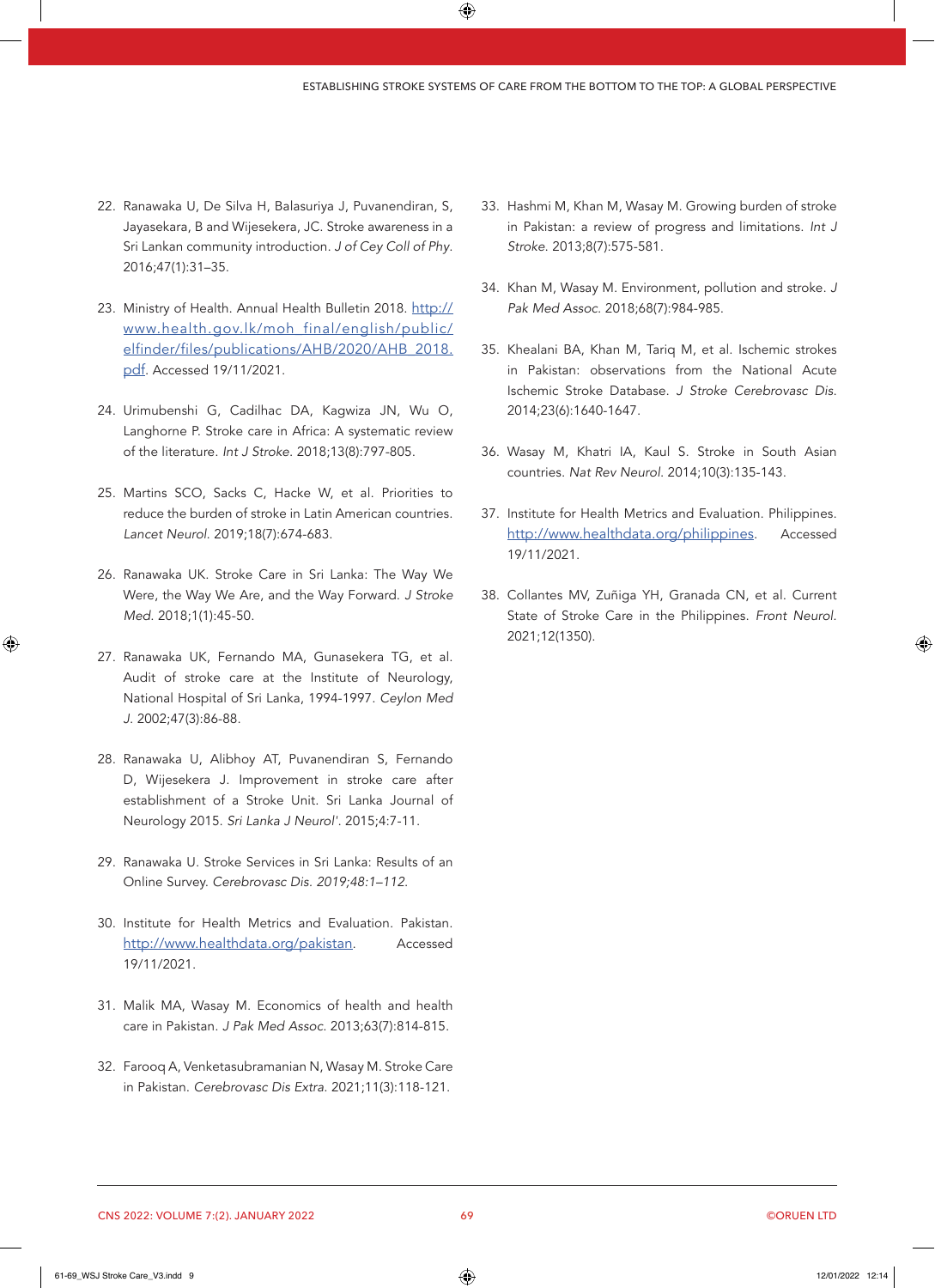22. Ranawaka U, De Silva H, Balasuriya J, Puvanendiran, S, Jayasekara, B and Wijesekera, JC. Stroke awareness in a Sri Lankan community introduction. *J of Cey Coll of Phy.* 2016;47(1):31–35.

23. Ministry of Health. Annual Health Bulletin 2018. http://www.health.gov.lk/moh_final/english/public/elfinder/files/publications/AHB/2020/AHB_2018.pdf. Accessed 19/11/2021.

24. Urimubenshi G, Cadilhac DA, Kagwiza JN, Wu O, Langhorne P. Stroke care in Africa: A systematic review of the literature. *Int J Stroke.* 2018;13(8):797-805.

25. Martins SCO, Sacks C, Hacke W, et al. Priorities to reduce the burden of stroke in Latin American countries. *Lancet Neurol.* 2019;18(7):674-683.

26. Ranawaka UK. Stroke Care in Sri Lanka: The Way We Were, the Way We Are, and the Way Forward. *J Stroke Med.* 2018;1(1):45-50.

27. Ranawaka UK, Fernando MA, Gunasekera TG, et al. Audit of stroke care at the Institute of Neurology, National Hospital of Sri Lanka, 1994-1997. *Ceylon Med J.* 2002;47(3):86-88.

28. Ranawaka U, Alibhoy AT, Puvanendiran S, Fernando D, Wijesekera J. Improvement in stroke care after establishment of a Stroke Unit. Sri Lanka Journal of Neurology 2015. *Sri Lanka J Neurol'*. 2015;4:7-11.

29. Ranawaka U. Stroke Services in Sri Lanka: Results of an Online Survey. *Cerebrovasc Dis. 2019;48:1–112.*

30. Institute for Health Metrics and Evaluation. Pakistan. http://www.healthdata.org/pakistan. Accessed 19/11/2021.

31. Malik MA, Wasay M. Economics of health and health care in Pakistan. *J Pak Med Assoc.* 2013;63(7):814-815.

32. Farooq A, Venketasubramanian N, Wasay M. Stroke Care in Pakistan. *Cerebrovasc Dis Extra.* 2021;11(3):118-121.

33. Hashmi M, Khan M, Wasay M. Growing burden of stroke in Pakistan: a review of progress and limitations. *Int J Stroke.* 2013;8(7):575-581.

34. Khan M, Wasay M. Environment, pollution and stroke. *J Pak Med Assoc.* 2018;68(7):984-985.

35. Khealani BA, Khan M, Tariq M, et al. Ischemic strokes in Pakistan: observations from the National Acute Ischemic Stroke Database. *J Stroke Cerebrovasc Dis.* 2014;23(6):1640-1647.

36. Wasay M, Khatri IA, Kaul S. Stroke in South Asian countries. *Nat Rev Neurol.* 2014;10(3):135-143.

37. Institute for Health Metrics and Evaluation. Philippines. http://www.healthdata.org/philippines. Accessed 19/11/2021.

38. Collantes MV, Zuñiga YH, Granada CN, et al. Current State of Stroke Care in the Philippines. *Front Neurol.* 2021;12(1350).